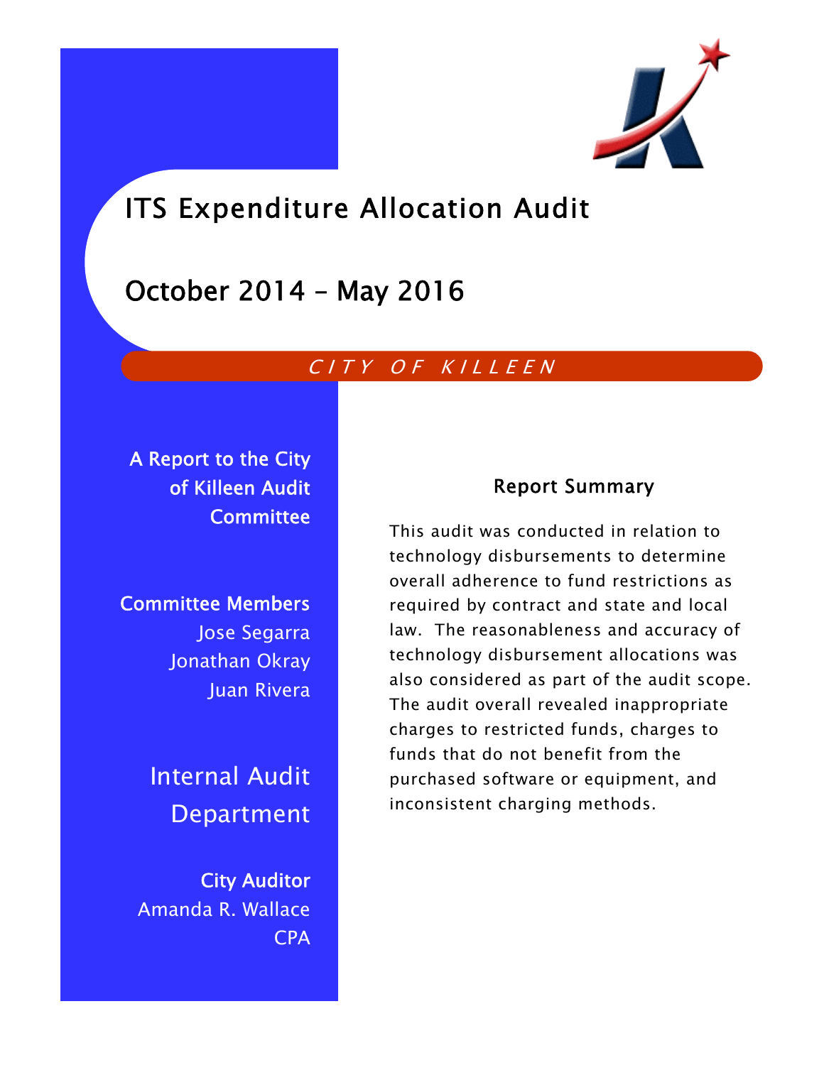# ITS Expenditure Allocation Audit

## October 2014 – May 2016

*CITY OF KILLEEN*

**A Report to the City of Killeen Audit Committee**

**Committee Members**
Jose Segarra
Jonathan Okray
Juan Rivera

## Internal Audit Department

**City Auditor**
Amanda R. Wallace
CPA

### Report Summary

This audit was conducted in relation to technology disbursements to determine overall adherence to fund restrictions as required by contract and state and local law. The reasonableness and accuracy of technology disbursement allocations was also considered as part of the audit scope. The audit overall revealed inappropriate charges to restricted funds, charges to funds that do not benefit from the purchased software or equipment, and inconsistent charging methods.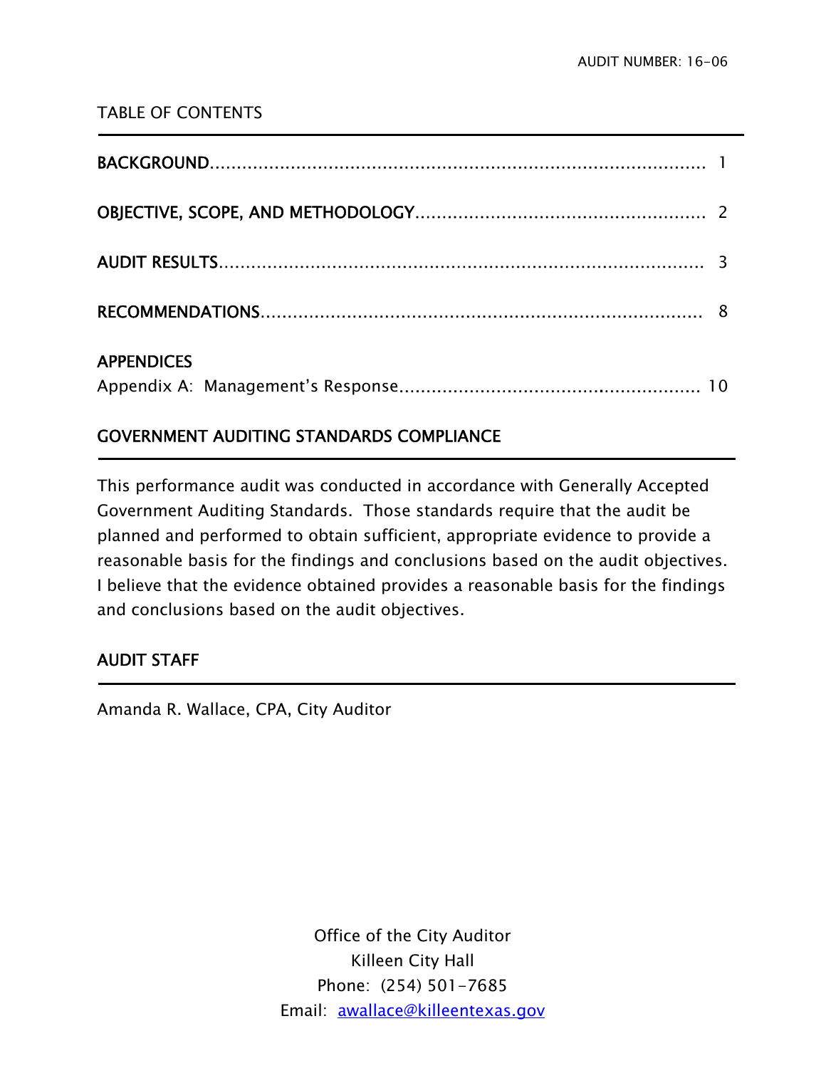AUDIT NUMBER: 16-06

## TABLE OF CONTENTS

| | |
|---|---|
| **BACKGROUND** | 1 |
| **OBJECTIVE, SCOPE, AND METHODOLOGY** | 2 |
| **AUDIT RESULTS** | 3 |
| **RECOMMENDATIONS** | 8 |
| **APPENDICES** | |
| Appendix A: Management's Response | 10 |

## GOVERNMENT AUDITING STANDARDS COMPLIANCE

This performance audit was conducted in accordance with Generally Accepted Government Auditing Standards. Those standards require that the audit be planned and performed to obtain sufficient, appropriate evidence to provide a reasonable basis for the findings and conclusions based on the audit objectives. I believe that the evidence obtained provides a reasonable basis for the findings and conclusions based on the audit objectives.

## AUDIT STAFF

Amanda R. Wallace, CPA, City Auditor

Office of the City Auditor
Killeen City Hall
Phone: (254) 501-7685
Email: awallace@killeentexas.gov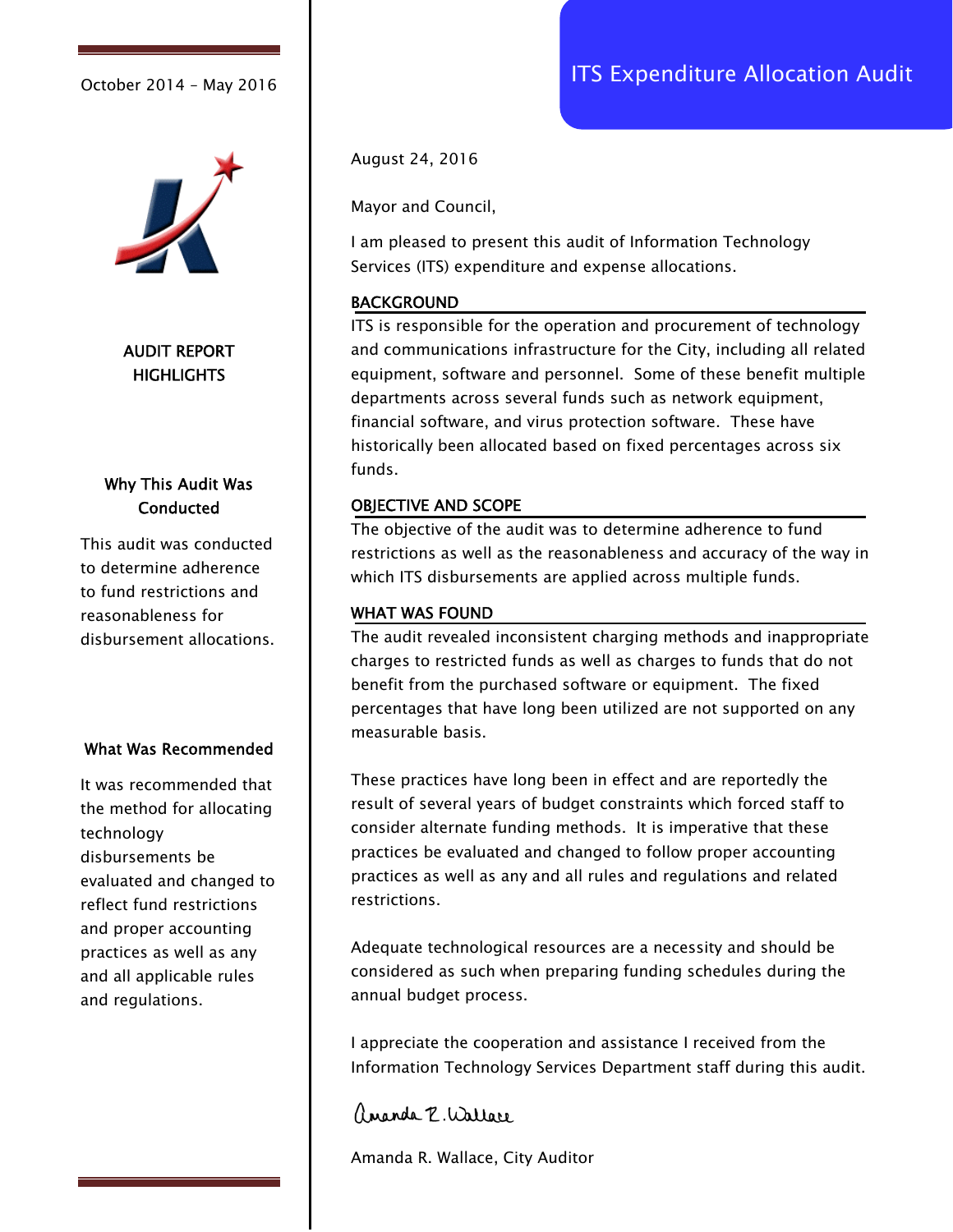# ITS Expenditure Allocation Audit

October 2014 – May 2016

## AUDIT REPORT HIGHLIGHTS

### Why This Audit Was Conducted

This audit was conducted to determine adherence to fund restrictions and reasonableness for disbursement allocations.

### What Was Recommended

It was recommended that the method for allocating technology disbursements be evaluated and changed to reflect fund restrictions and proper accounting practices as well as any and all applicable rules and regulations.

---

August 24, 2016

Mayor and Council,

I am pleased to present this audit of Information Technology Services (ITS) expenditure and expense allocations.

### BACKGROUND

ITS is responsible for the operation and procurement of technology and communications infrastructure for the City, including all related equipment, software and personnel. Some of these benefit multiple departments across several funds such as network equipment, financial software, and virus protection software. These have historically been allocated based on fixed percentages across six funds.

### OBJECTIVE AND SCOPE

The objective of the audit was to determine adherence to fund restrictions as well as the reasonableness and accuracy of the way in which ITS disbursements are applied across multiple funds.

### WHAT WAS FOUND

The audit revealed inconsistent charging methods and inappropriate charges to restricted funds as well as charges to funds that do not benefit from the purchased software or equipment. The fixed percentages that have long been utilized are not supported on any measurable basis.

These practices have long been in effect and are reportedly the result of several years of budget constraints which forced staff to consider alternate funding methods. It is imperative that these practices be evaluated and changed to follow proper accounting practices as well as any and all rules and regulations and related restrictions.

Adequate technological resources are a necessity and should be considered as such when preparing funding schedules during the annual budget process.

I appreciate the cooperation and assistance I received from the Information Technology Services Department staff during this audit.

Amanda R. Wallace

Amanda R. Wallace, City Auditor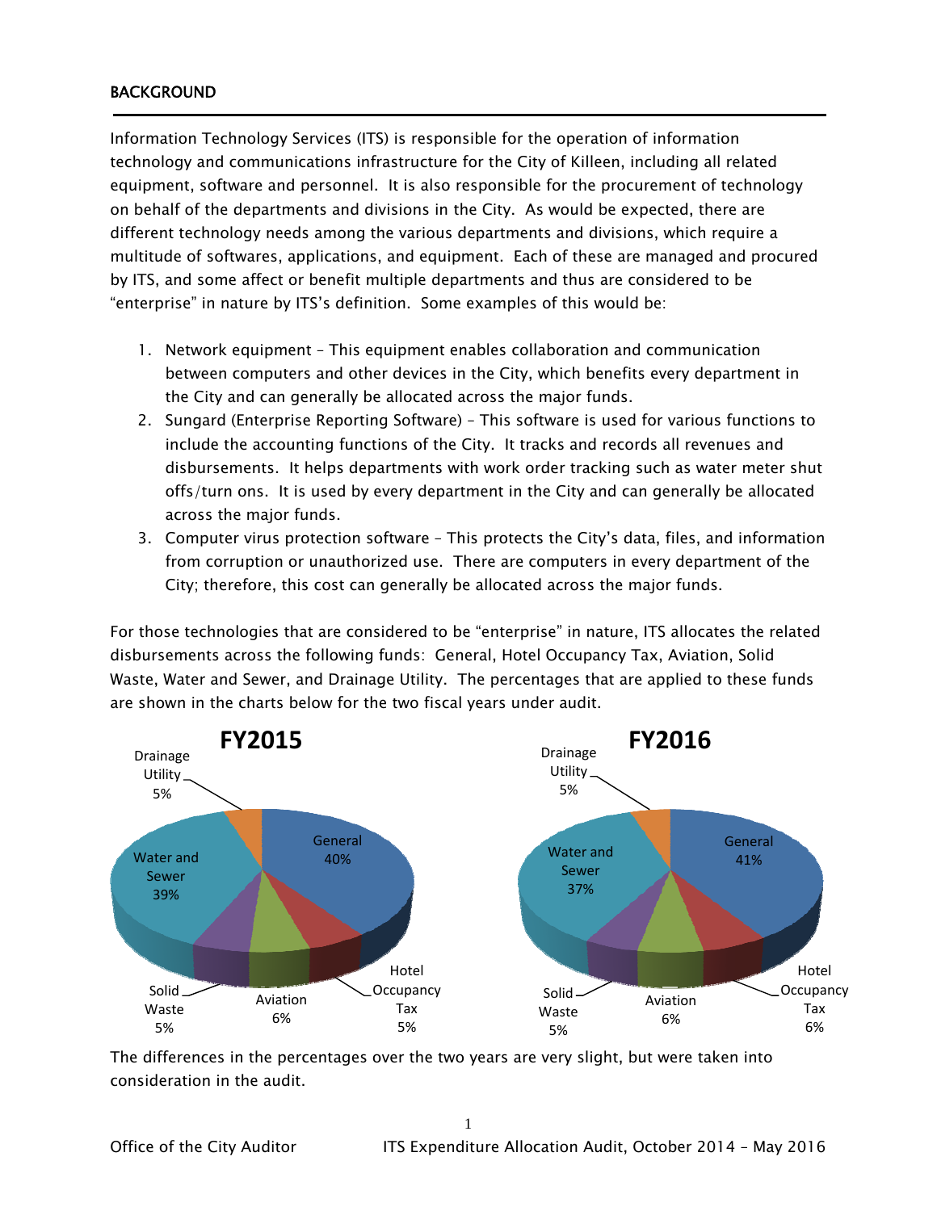## BACKGROUND

Information Technology Services (ITS) is responsible for the operation of information technology and communications infrastructure for the City of Killeen, including all related equipment, software and personnel. It is also responsible for the procurement of technology on behalf of the departments and divisions in the City. As would be expected, there are different technology needs among the various departments and divisions, which require a multitude of softwares, applications, and equipment. Each of these are managed and procured by ITS, and some affect or benefit multiple departments and thus are considered to be "enterprise" in nature by ITS's definition. Some examples of this would be:

1. Network equipment – This equipment enables collaboration and communication between computers and other devices in the City, which benefits every department in the City and can generally be allocated across the major funds.
2. Sungard (Enterprise Reporting Software) – This software is used for various functions to include the accounting functions of the City. It tracks and records all revenues and disbursements. It helps departments with work order tracking such as water meter shut offs/turn ons. It is used by every department in the City and can generally be allocated across the major funds.
3. Computer virus protection software – This protects the City's data, files, and information from corruption or unauthorized use. There are computers in every department of the City; therefore, this cost can generally be allocated across the major funds.

For those technologies that are considered to be "enterprise" in nature, ITS allocates the related disbursements across the following funds: General, Hotel Occupancy Tax, Aviation, Solid Waste, Water and Sewer, and Drainage Utility. The percentages that are applied to these funds are shown in the charts below for the two fiscal years under audit.

| Fund | FY2015 | FY2016 |
|---|---|---|
| General | 40% | 41% |
| Hotel Occupancy Tax | 5% | 6% |
| Aviation | 6% | 6% |
| Solid Waste | 5% | 5% |
| Water and Sewer | 39% | 37% |
| Drainage Utility | 5% | 5% |

The differences in the percentages over the two years are very slight, but were taken into consideration in the audit.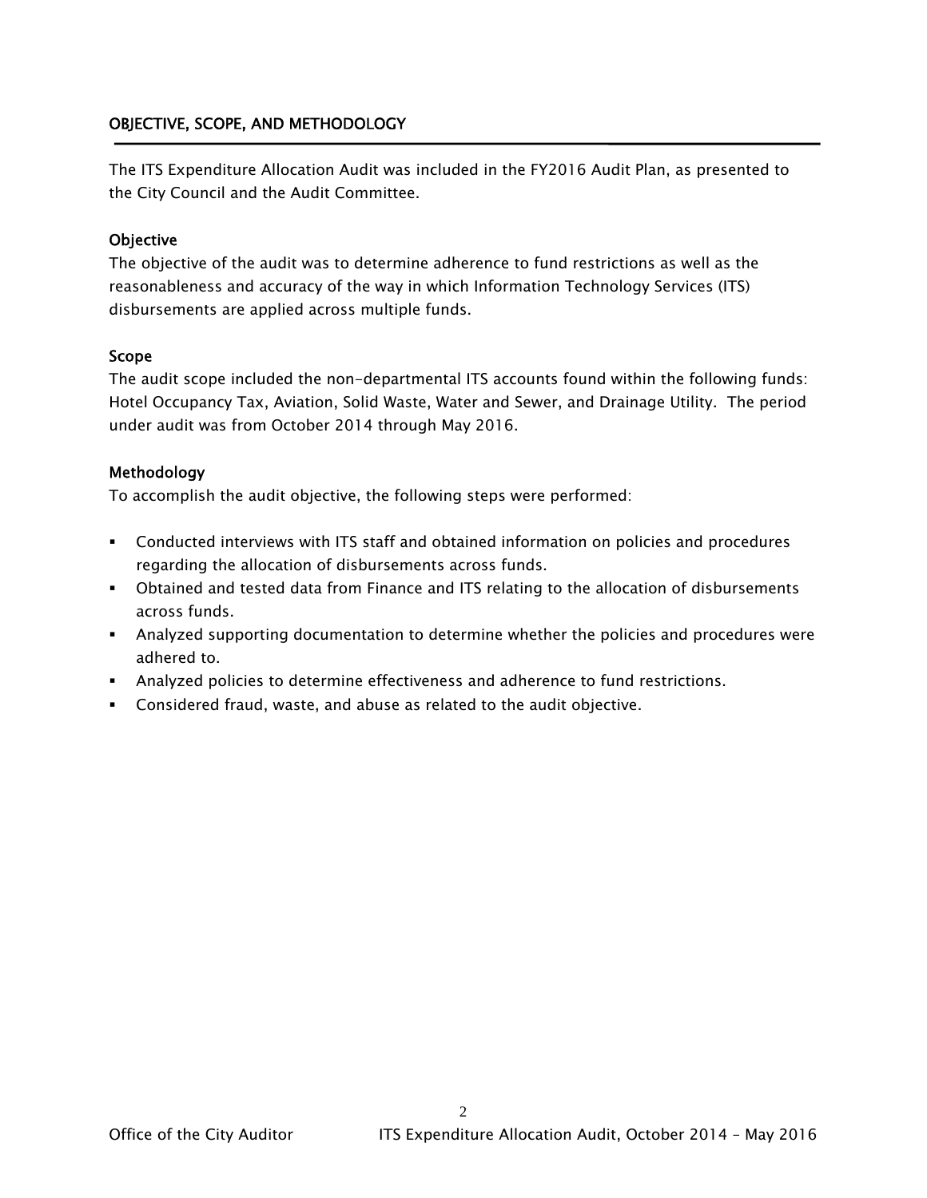## OBJECTIVE, SCOPE, AND METHODOLOGY

The ITS Expenditure Allocation Audit was included in the FY2016 Audit Plan, as presented to the City Council and the Audit Committee.

### Objective

The objective of the audit was to determine adherence to fund restrictions as well as the reasonableness and accuracy of the way in which Information Technology Services (ITS) disbursements are applied across multiple funds.

### Scope

The audit scope included the non-departmental ITS accounts found within the following funds: Hotel Occupancy Tax, Aviation, Solid Waste, Water and Sewer, and Drainage Utility. The period under audit was from October 2014 through May 2016.

### Methodology

To accomplish the audit objective, the following steps were performed:

- Conducted interviews with ITS staff and obtained information on policies and procedures regarding the allocation of disbursements across funds.
- Obtained and tested data from Finance and ITS relating to the allocation of disbursements across funds.
- Analyzed supporting documentation to determine whether the policies and procedures were adhered to.
- Analyzed policies to determine effectiveness and adherence to fund restrictions.
- Considered fraud, waste, and abuse as related to the audit objective.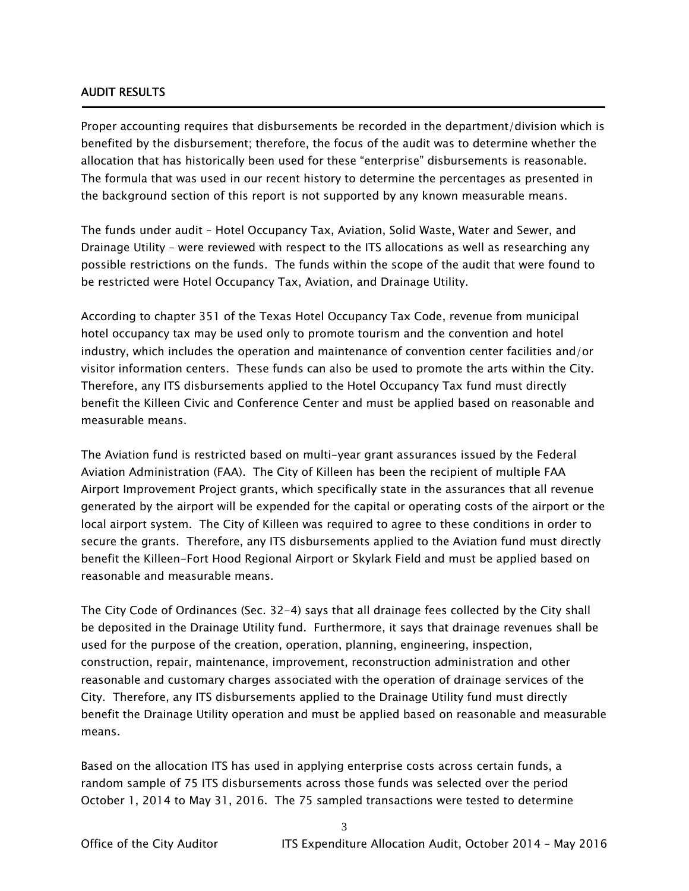## AUDIT RESULTS

Proper accounting requires that disbursements be recorded in the department/division which is benefited by the disbursement; therefore, the focus of the audit was to determine whether the allocation that has historically been used for these "enterprise" disbursements is reasonable. The formula that was used in our recent history to determine the percentages as presented in the background section of this report is not supported by any known measurable means.

The funds under audit – Hotel Occupancy Tax, Aviation, Solid Waste, Water and Sewer, and Drainage Utility – were reviewed with respect to the ITS allocations as well as researching any possible restrictions on the funds. The funds within the scope of the audit that were found to be restricted were Hotel Occupancy Tax, Aviation, and Drainage Utility.

According to chapter 351 of the Texas Hotel Occupancy Tax Code, revenue from municipal hotel occupancy tax may be used only to promote tourism and the convention and hotel industry, which includes the operation and maintenance of convention center facilities and/or visitor information centers. These funds can also be used to promote the arts within the City. Therefore, any ITS disbursements applied to the Hotel Occupancy Tax fund must directly benefit the Killeen Civic and Conference Center and must be applied based on reasonable and measurable means.

The Aviation fund is restricted based on multi-year grant assurances issued by the Federal Aviation Administration (FAA). The City of Killeen has been the recipient of multiple FAA Airport Improvement Project grants, which specifically state in the assurances that all revenue generated by the airport will be expended for the capital or operating costs of the airport or the local airport system. The City of Killeen was required to agree to these conditions in order to secure the grants. Therefore, any ITS disbursements applied to the Aviation fund must directly benefit the Killeen-Fort Hood Regional Airport or Skylark Field and must be applied based on reasonable and measurable means.

The City Code of Ordinances (Sec. 32-4) says that all drainage fees collected by the City shall be deposited in the Drainage Utility fund. Furthermore, it says that drainage revenues shall be used for the purpose of the creation, operation, planning, engineering, inspection, construction, repair, maintenance, improvement, reconstruction administration and other reasonable and customary charges associated with the operation of drainage services of the City. Therefore, any ITS disbursements applied to the Drainage Utility fund must directly benefit the Drainage Utility operation and must be applied based on reasonable and measurable means.

Based on the allocation ITS has used in applying enterprise costs across certain funds, a random sample of 75 ITS disbursements across those funds was selected over the period October 1, 2014 to May 31, 2016. The 75 sampled transactions were tested to determine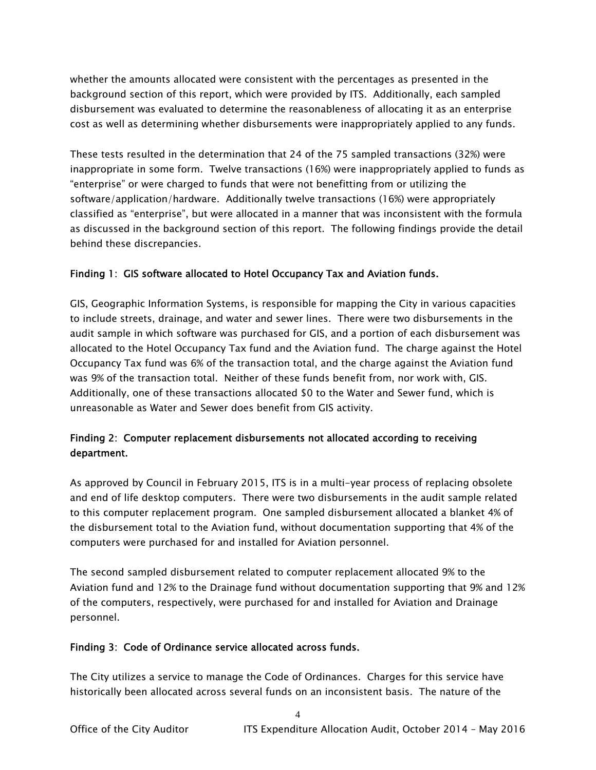whether the amounts allocated were consistent with the percentages as presented in the background section of this report, which were provided by ITS. Additionally, each sampled disbursement was evaluated to determine the reasonableness of allocating it as an enterprise cost as well as determining whether disbursements were inappropriately applied to any funds.

These tests resulted in the determination that 24 of the 75 sampled transactions (32%) were inappropriate in some form. Twelve transactions (16%) were inappropriately applied to funds as "enterprise" or were charged to funds that were not benefitting from or utilizing the software/application/hardware. Additionally twelve transactions (16%) were appropriately classified as "enterprise", but were allocated in a manner that was inconsistent with the formula as discussed in the background section of this report. The following findings provide the detail behind these discrepancies.

**Finding 1: GIS software allocated to Hotel Occupancy Tax and Aviation funds.**

GIS, Geographic Information Systems, is responsible for mapping the City in various capacities to include streets, drainage, and water and sewer lines. There were two disbursements in the audit sample in which software was purchased for GIS, and a portion of each disbursement was allocated to the Hotel Occupancy Tax fund and the Aviation fund. The charge against the Hotel Occupancy Tax fund was 6% of the transaction total, and the charge against the Aviation fund was 9% of the transaction total. Neither of these funds benefit from, nor work with, GIS. Additionally, one of these transactions allocated $0 to the Water and Sewer fund, which is unreasonable as Water and Sewer does benefit from GIS activity.

**Finding 2: Computer replacement disbursements not allocated according to receiving department.**

As approved by Council in February 2015, ITS is in a multi-year process of replacing obsolete and end of life desktop computers. There were two disbursements in the audit sample related to this computer replacement program. One sampled disbursement allocated a blanket 4% of the disbursement total to the Aviation fund, without documentation supporting that 4% of the computers were purchased for and installed for Aviation personnel.

The second sampled disbursement related to computer replacement allocated 9% to the Aviation fund and 12% to the Drainage fund without documentation supporting that 9% and 12% of the computers, respectively, were purchased for and installed for Aviation and Drainage personnel.

**Finding 3: Code of Ordinance service allocated across funds.**

The City utilizes a service to manage the Code of Ordinances. Charges for this service have historically been allocated across several funds on an inconsistent basis. The nature of the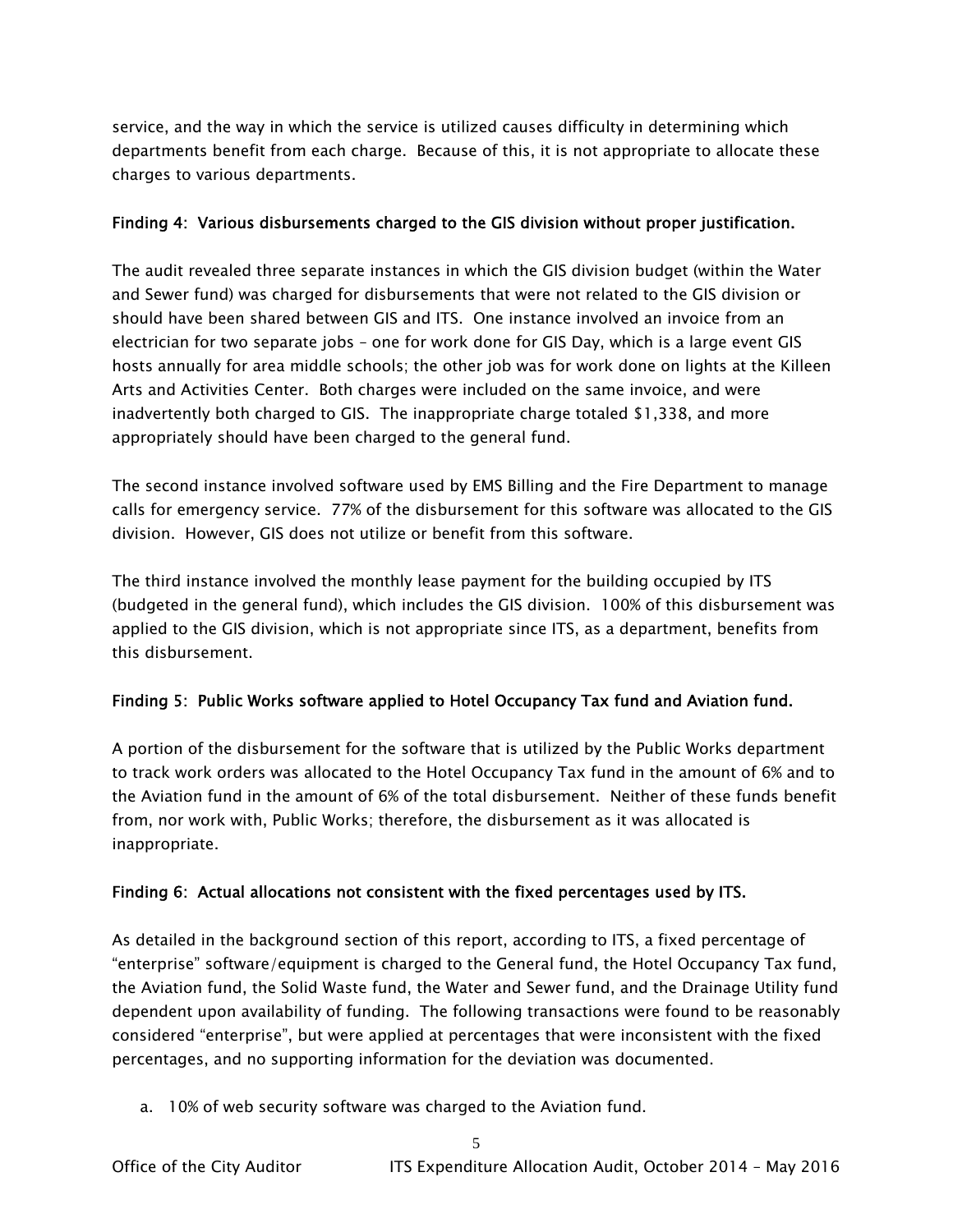service, and the way in which the service is utilized causes difficulty in determining which departments benefit from each charge. Because of this, it is not appropriate to allocate these charges to various departments.

**Finding 4: Various disbursements charged to the GIS division without proper justification.**

The audit revealed three separate instances in which the GIS division budget (within the Water and Sewer fund) was charged for disbursements that were not related to the GIS division or should have been shared between GIS and ITS. One instance involved an invoice from an electrician for two separate jobs – one for work done for GIS Day, which is a large event GIS hosts annually for area middle schools; the other job was for work done on lights at the Killeen Arts and Activities Center. Both charges were included on the same invoice, and were inadvertently both charged to GIS. The inappropriate charge totaled $1,338, and more appropriately should have been charged to the general fund.

The second instance involved software used by EMS Billing and the Fire Department to manage calls for emergency service. 77% of the disbursement for this software was allocated to the GIS division. However, GIS does not utilize or benefit from this software.

The third instance involved the monthly lease payment for the building occupied by ITS (budgeted in the general fund), which includes the GIS division. 100% of this disbursement was applied to the GIS division, which is not appropriate since ITS, as a department, benefits from this disbursement.

**Finding 5: Public Works software applied to Hotel Occupancy Tax fund and Aviation fund.**

A portion of the disbursement for the software that is utilized by the Public Works department to track work orders was allocated to the Hotel Occupancy Tax fund in the amount of 6% and to the Aviation fund in the amount of 6% of the total disbursement. Neither of these funds benefit from, nor work with, Public Works; therefore, the disbursement as it was allocated is inappropriate.

**Finding 6: Actual allocations not consistent with the fixed percentages used by ITS.**

As detailed in the background section of this report, according to ITS, a fixed percentage of "enterprise" software/equipment is charged to the General fund, the Hotel Occupancy Tax fund, the Aviation fund, the Solid Waste fund, the Water and Sewer fund, and the Drainage Utility fund dependent upon availability of funding. The following transactions were found to be reasonably considered "enterprise", but were applied at percentages that were inconsistent with the fixed percentages, and no supporting information for the deviation was documented.

a. 10% of web security software was charged to the Aviation fund.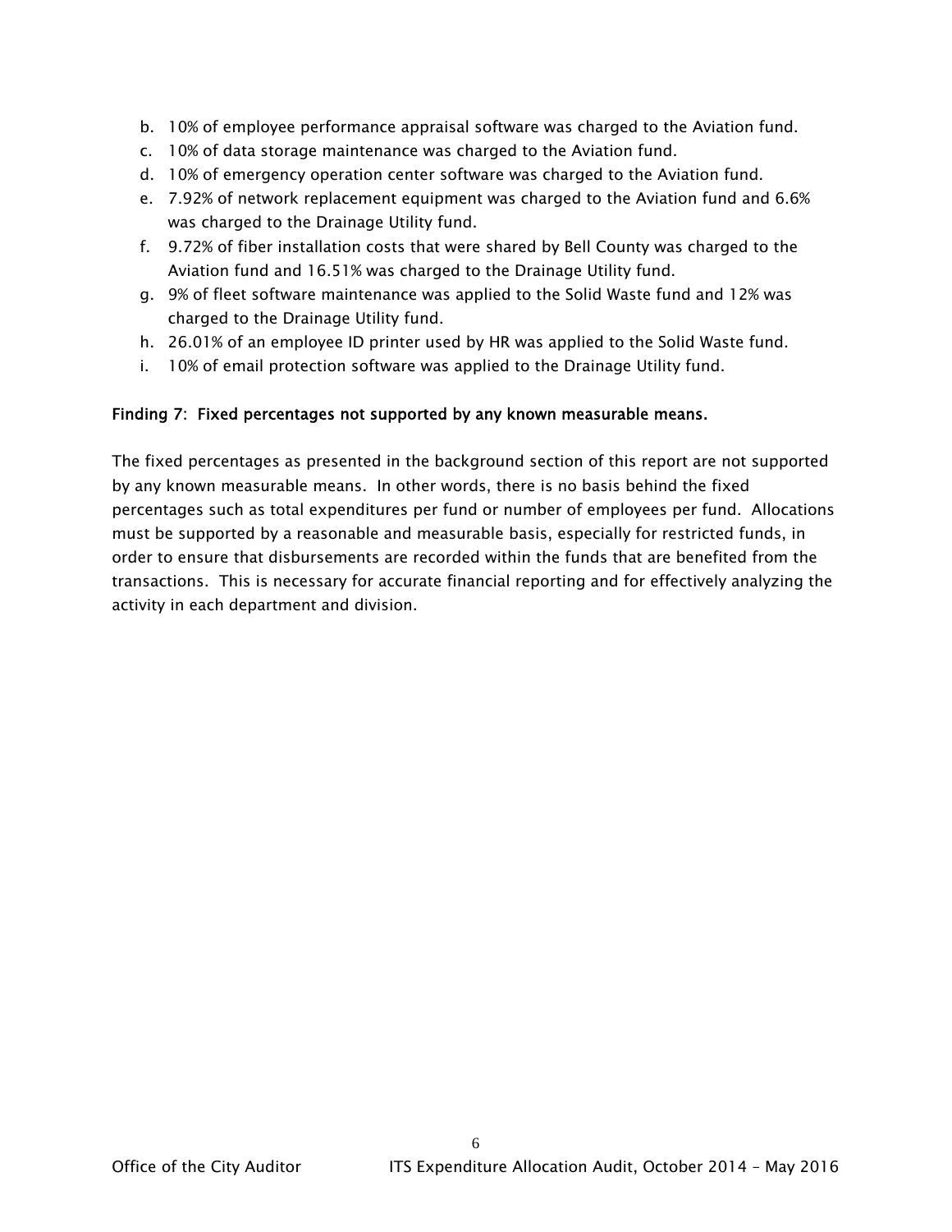b. 10% of employee performance appraisal software was charged to the Aviation fund.
c. 10% of data storage maintenance was charged to the Aviation fund.
d. 10% of emergency operation center software was charged to the Aviation fund.
e. 7.92% of network replacement equipment was charged to the Aviation fund and 6.6% was charged to the Drainage Utility fund.
f. 9.72% of fiber installation costs that were shared by Bell County was charged to the Aviation fund and 16.51% was charged to the Drainage Utility fund.
g. 9% of fleet software maintenance was applied to the Solid Waste fund and 12% was charged to the Drainage Utility fund.
h. 26.01% of an employee ID printer used by HR was applied to the Solid Waste fund.
i. 10% of email protection software was applied to the Drainage Utility fund.

**Finding 7: Fixed percentages not supported by any known measurable means.**

The fixed percentages as presented in the background section of this report are not supported by any known measurable means. In other words, there is no basis behind the fixed percentages such as total expenditures per fund or number of employees per fund. Allocations must be supported by a reasonable and measurable basis, especially for restricted funds, in order to ensure that disbursements are recorded within the funds that are benefited from the transactions. This is necessary for accurate financial reporting and for effectively analyzing the activity in each department and division.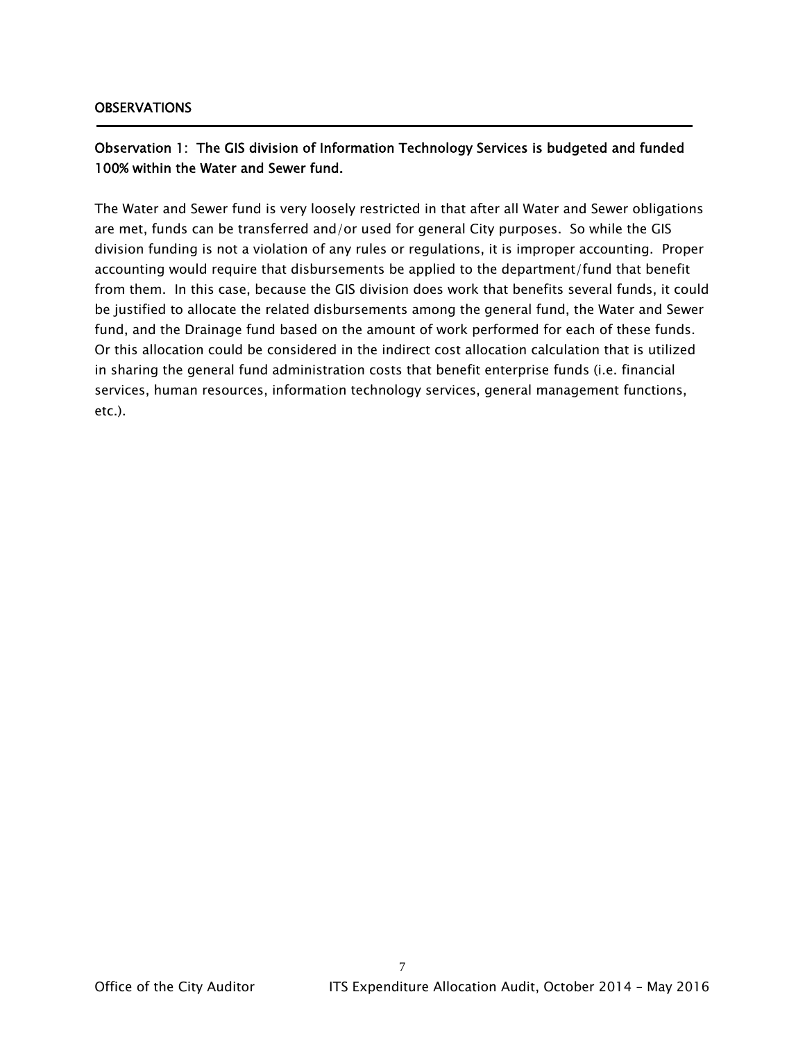## OBSERVATIONS

### Observation 1: The GIS division of Information Technology Services is budgeted and funded 100% within the Water and Sewer fund.

The Water and Sewer fund is very loosely restricted in that after all Water and Sewer obligations are met, funds can be transferred and/or used for general City purposes. So while the GIS division funding is not a violation of any rules or regulations, it is improper accounting. Proper accounting would require that disbursements be applied to the department/fund that benefit from them. In this case, because the GIS division does work that benefits several funds, it could be justified to allocate the related disbursements among the general fund, the Water and Sewer fund, and the Drainage fund based on the amount of work performed for each of these funds. Or this allocation could be considered in the indirect cost allocation calculation that is utilized in sharing the general fund administration costs that benefit enterprise funds (i.e. financial services, human resources, information technology services, general management functions, etc.).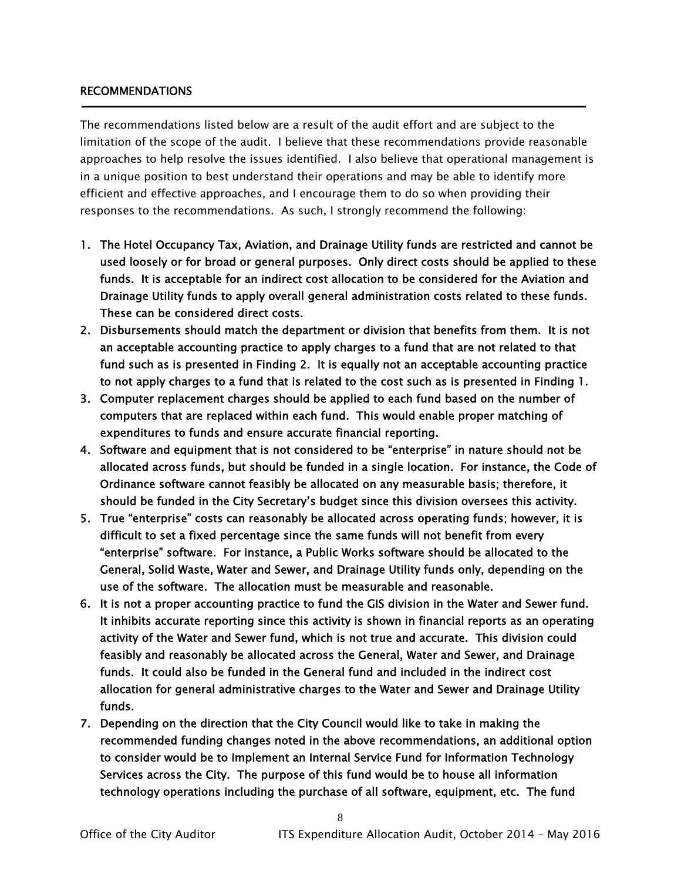## RECOMMENDATIONS

The recommendations listed below are a result of the audit effort and are subject to the limitation of the scope of the audit. I believe that these recommendations provide reasonable approaches to help resolve the issues identified. I also believe that operational management is in a unique position to best understand their operations and may be able to identify more efficient and effective approaches, and I encourage them to do so when providing their responses to the recommendations. As such, I strongly recommend the following:

1. **The Hotel Occupancy Tax, Aviation, and Drainage Utility funds are restricted and cannot be used loosely or for broad or general purposes. Only direct costs should be applied to these funds. It is acceptable for an indirect cost allocation to be considered for the Aviation and Drainage Utility funds to apply overall general administration costs related to these funds. These can be considered direct costs.**
2. **Disbursements should match the department or division that benefits from them. It is not an acceptable accounting practice to apply charges to a fund that are not related to that fund such as is presented in Finding 2. It is equally not an acceptable accounting practice to not apply charges to a fund that is related to the cost such as is presented in Finding 1.**
3. **Computer replacement charges should be applied to each fund based on the number of computers that are replaced within each fund. This would enable proper matching of expenditures to funds and ensure accurate financial reporting.**
4. **Software and equipment that is not considered to be "enterprise" in nature should not be allocated across funds, but should be funded in a single location. For instance, the Code of Ordinance software cannot feasibly be allocated on any measurable basis; therefore, it should be funded in the City Secretary's budget since this division oversees this activity.**
5. **True "enterprise" costs can reasonably be allocated across operating funds; however, it is difficult to set a fixed percentage since the same funds will not benefit from every "enterprise" software. For instance, a Public Works software should be allocated to the General, Solid Waste, Water and Sewer, and Drainage Utility funds only, depending on the use of the software. The allocation must be measurable and reasonable.**
6. **It is not a proper accounting practice to fund the GIS division in the Water and Sewer fund. It inhibits accurate reporting since this activity is shown in financial reports as an operating activity of the Water and Sewer fund, which is not true and accurate. This division could feasibly and reasonably be allocated across the General, Water and Sewer, and Drainage funds. It could also be funded in the General fund and included in the indirect cost allocation for general administrative charges to the Water and Sewer and Drainage Utility funds.**
7. **Depending on the direction that the City Council would like to take in making the recommended funding changes noted in the above recommendations, an additional option to consider would be to implement an Internal Service Fund for Information Technology Services across the City. The purpose of this fund would be to house all information technology operations including the purchase of all software, equipment, etc. The fund**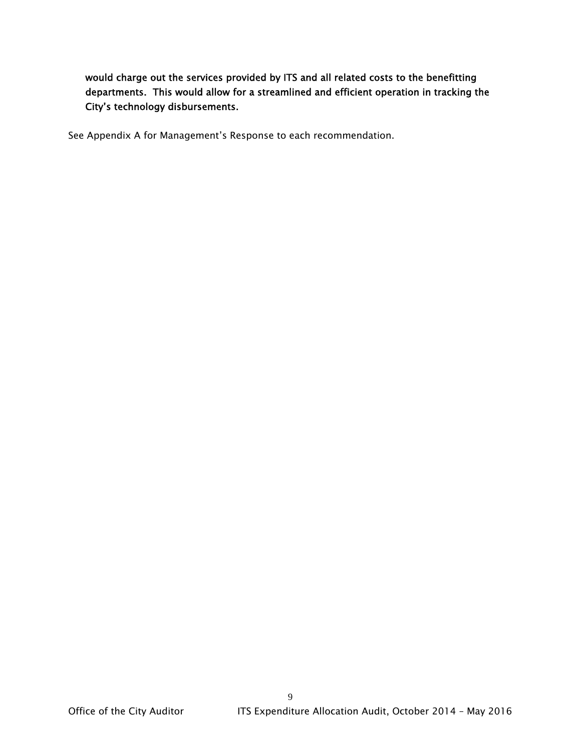**would charge out the services provided by ITS and all related costs to the benefitting departments. This would allow for a streamlined and efficient operation in tracking the City's technology disbursements.**

See Appendix A for Management's Response to each recommendation.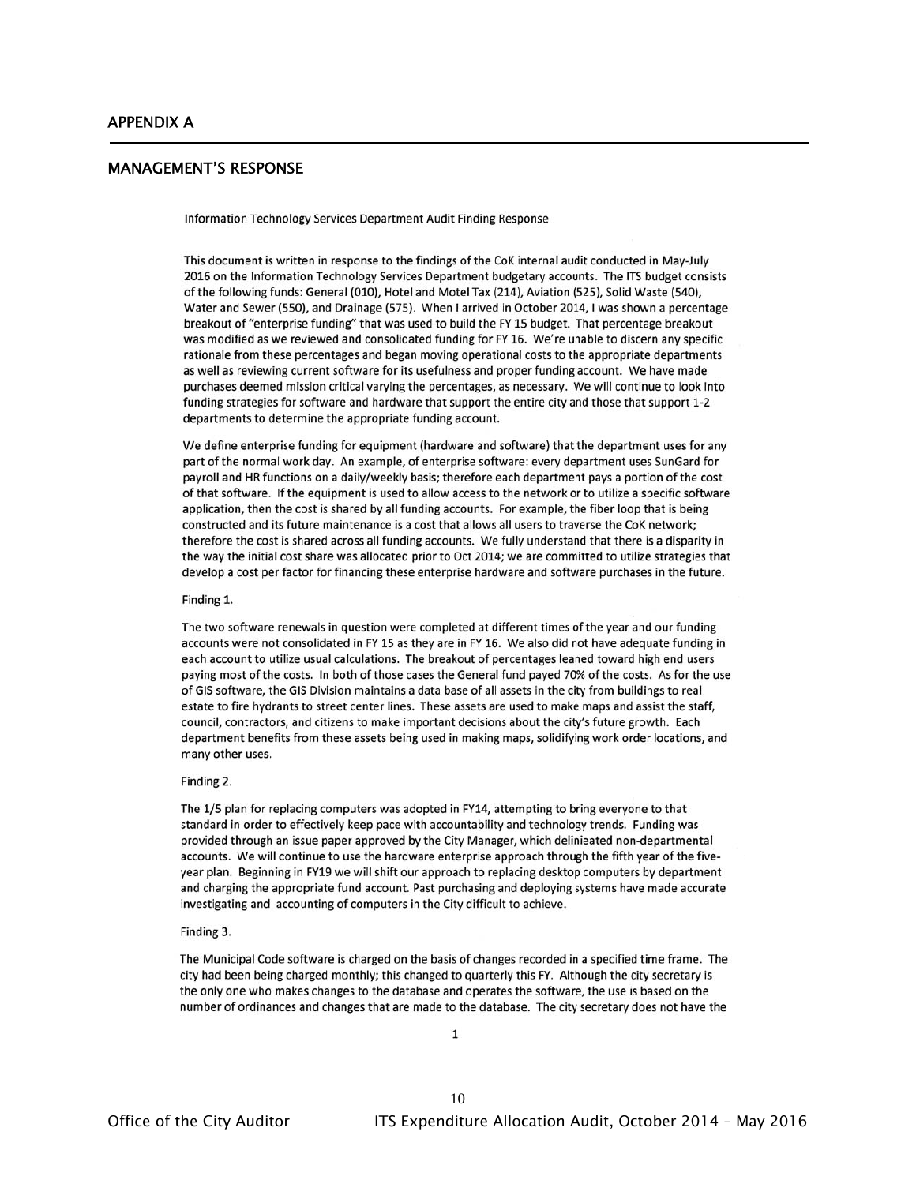## APPENDIX A

## MANAGEMENT'S RESPONSE

Information Technology Services Department Audit Finding Response

This document is written in response to the findings of the CoK internal audit conducted in May-July 2016 on the Information Technology Services Department budgetary accounts. The ITS budget consists of the following funds: General (010), Hotel and Motel Tax (214), Aviation (525), Solid Waste (540), Water and Sewer (550), and Drainage (575). When I arrived in October 2014, I was shown a percentage breakout of "enterprise funding" that was used to build the FY 15 budget. That percentage breakout was modified as we reviewed and consolidated funding for FY 16. We're unable to discern any specific rationale from these percentages and began moving operational costs to the appropriate departments as well as reviewing current software for its usefulness and proper funding account. We have made purchases deemed mission critical varying the percentages, as necessary. We will continue to look into funding strategies for software and hardware that support the entire city and those that support 1-2 departments to determine the appropriate funding account.

We define enterprise funding for equipment (hardware and software) that the department uses for any part of the normal work day. An example, of enterprise software: every department uses SunGard for payroll and HR functions on a daily/weekly basis; therefore each department pays a portion of the cost of that software. If the equipment is used to allow access to the network or to utilize a specific software application, then the cost is shared by all funding accounts. For example, the fiber loop that is being constructed and its future maintenance is a cost that allows all users to traverse the CoK network; therefore the cost is shared across all funding accounts. We fully understand that there is a disparity in the way the initial cost share was allocated prior to Oct 2014; we are committed to utilize strategies that develop a cost per factor for financing these enterprise hardware and software purchases in the future.

Finding 1.

The two software renewals in question were completed at different times of the year and our funding accounts were not consolidated in FY 15 as they are in FY 16. We also did not have adequate funding in each account to utilize usual calculations. The breakout of percentages leaned toward high end users paying most of the costs. In both of those cases the General fund payed 70% of the costs. As for the use of GIS software, the GIS Division maintains a data base of all assets in the city from buildings to real estate to fire hydrants to street center lines. These assets are used to make maps and assist the staff, council, contractors, and citizens to make important decisions about the city's future growth. Each department benefits from these assets being used in making maps, solidifying work order locations, and many other uses.

Finding 2.

The 1/5 plan for replacing computers was adopted in FY14, attempting to bring everyone to that standard in order to effectively keep pace with accountability and technology trends. Funding was provided through an issue paper approved by the City Manager, which delinieated non-departmental accounts. We will continue to use the hardware enterprise approach through the fifth year of the five-year plan. Beginning in FY19 we will shift our approach to replacing desktop computers by department and charging the appropriate fund account. Past purchasing and deploying systems have made accurate investigating and accounting of computers in the City difficult to achieve.

Finding 3.

The Municipal Code software is charged on the basis of changes recorded in a specified time frame. The city had been being charged monthly; this changed to quarterly this FY. Although the city secretary is the only one who makes changes to the database and operates the software, the use is based on the number of ordinances and changes that are made to the database. The city secretary does not have the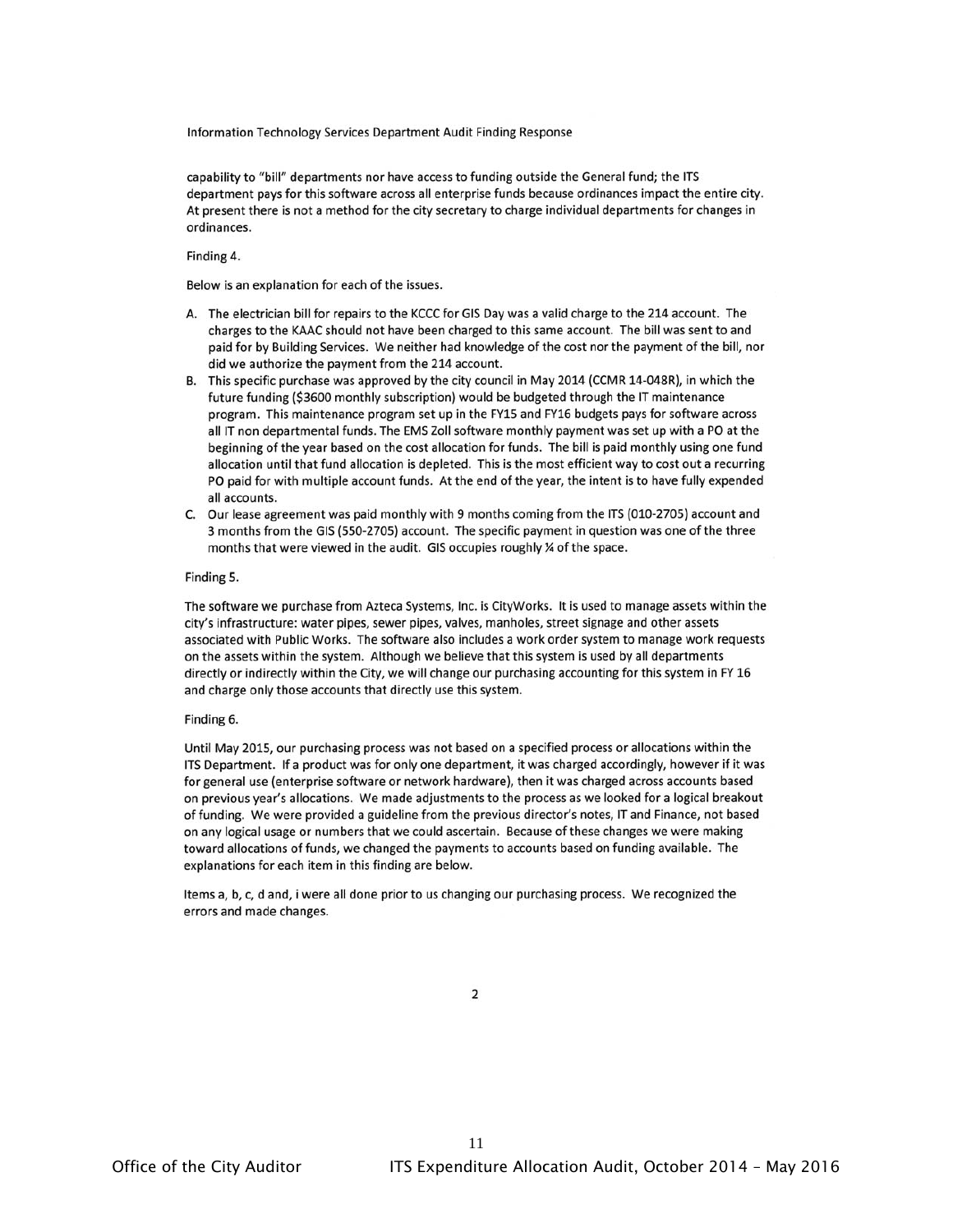capability to "bill" departments nor have access to funding outside the General fund; the ITS department pays for this software across all enterprise funds because ordinances impact the entire city. At present there is not a method for the city secretary to charge individual departments for changes in ordinances.

Finding 4.

Below is an explanation for each of the issues.

A. The electrician bill for repairs to the KCCC for GIS Day was a valid charge to the 214 account. The charges to the KAAC should not have been charged to this same account. The bill was sent to and paid for by Building Services. We neither had knowledge of the cost nor the payment of the bill, nor did we authorize the payment from the 214 account.
B. This specific purchase was approved by the city council in May 2014 (CCMR 14-048R), in which the future funding ($3600 monthly subscription) would be budgeted through the IT maintenance program. This maintenance program set up in the FY15 and FY16 budgets pays for software across all IT non departmental funds. The EMS Zoll software monthly payment was set up with a PO at the beginning of the year based on the cost allocation for funds. The bill is paid monthly using one fund allocation until that fund allocation is depleted. This is the most efficient way to cost out a recurring PO paid for with multiple account funds. At the end of the year, the intent is to have fully expended all accounts.
C. Our lease agreement was paid monthly with 9 months coming from the ITS (010-2705) account and 3 months from the GIS (550-2705) account. The specific payment in question was one of the three months that were viewed in the audit. GIS occupies roughly ¼ of the space.

Finding 5.

The software we purchase from Azteca Systems, Inc. is CityWorks. It is used to manage assets within the city's infrastructure: water pipes, sewer pipes, valves, manholes, street signage and other assets associated with Public Works. The software also includes a work order system to manage work requests on the assets within the system. Although we believe that this system is used by all departments directly or indirectly within the City, we will change our purchasing accounting for this system in FY 16 and charge only those accounts that directly use this system.

Finding 6.

Until May 2015, our purchasing process was not based on a specified process or allocations within the ITS Department. If a product was for only one department, it was charged accordingly, however if it was for general use (enterprise software or network hardware), then it was charged across accounts based on previous year's allocations. We made adjustments to the process as we looked for a logical breakout of funding. We were provided a guideline from the previous director's notes, IT and Finance, not based on any logical usage or numbers that we could ascertain. Because of these changes we were making toward allocations of funds, we changed the payments to accounts based on funding available. The explanations for each item in this finding are below.

Items a, b, c, d and, i were all done prior to us changing our purchasing process. We recognized the errors and made changes.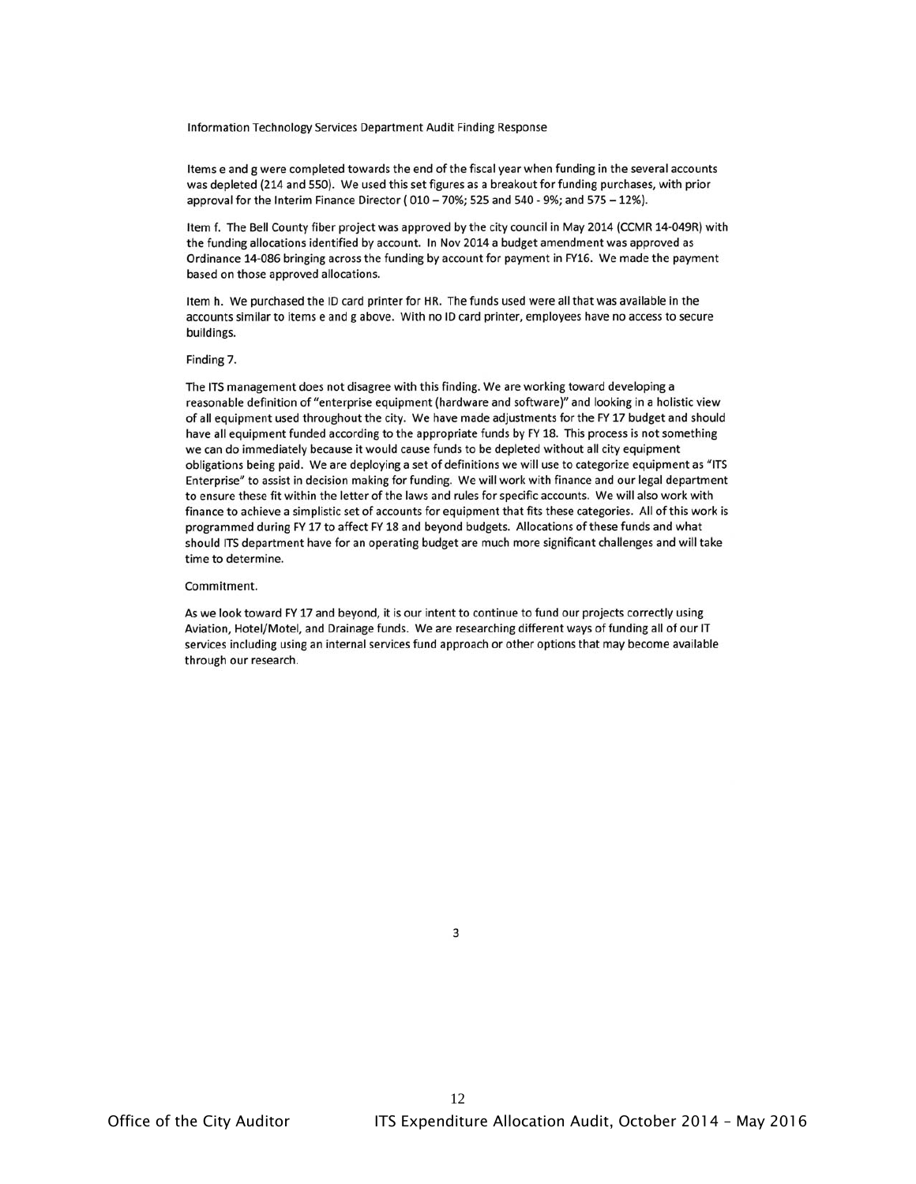Information Technology Services Department Audit Finding Response

Items e and g were completed towards the end of the fiscal year when funding in the several accounts was depleted (214 and 550). We used this set figures as a breakout for funding purchases, with prior approval for the Interim Finance Director ( 010 – 70%; 525 and 540 - 9%; and 575 – 12%).

Item f. The Bell County fiber project was approved by the city council in May 2014 (CCMR 14-049R) with the funding allocations identified by account. In Nov 2014 a budget amendment was approved as Ordinance 14-086 bringing across the funding by account for payment in FY16. We made the payment based on those approved allocations.

Item h. We purchased the ID card printer for HR. The funds used were all that was available in the accounts similar to items e and g above. With no ID card printer, employees have no access to secure buildings.

Finding 7.

The ITS management does not disagree with this finding. We are working toward developing a reasonable definition of "enterprise equipment (hardware and software)" and looking in a holistic view of all equipment used throughout the city. We have made adjustments for the FY 17 budget and should have all equipment funded according to the appropriate funds by FY 18. This process is not something we can do immediately because it would cause funds to be depleted without all city equipment obligations being paid. We are deploying a set of definitions we will use to categorize equipment as "ITS Enterprise" to assist in decision making for funding. We will work with finance and our legal department to ensure these fit within the letter of the laws and rules for specific accounts. We will also work with finance to achieve a simplistic set of accounts for equipment that fits these categories. All of this work is programmed during FY 17 to affect FY 18 and beyond budgets. Allocations of these funds and what should ITS department have for an operating budget are much more significant challenges and will take time to determine.

Commitment.

As we look toward FY 17 and beyond, it is our intent to continue to fund our projects correctly using Aviation, Hotel/Motel, and Drainage funds. We are researching different ways of funding all of our IT services including using an internal services fund approach or other options that may become available through our research.